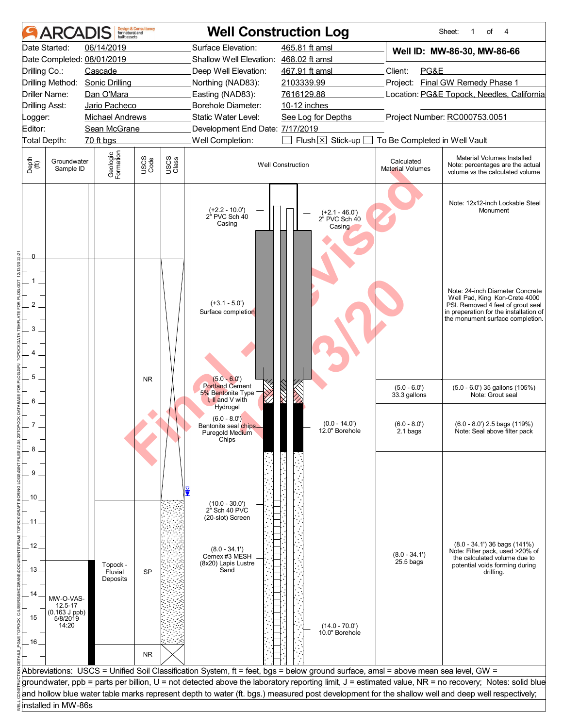# Well Construction Log

ARCADIS Design & Consultancy for natural and built assets

Sheet: 1 of 4

| | | | |
|---|---|---|---|
| Date Started: | 06/14/2019 | Surface Elevation: | 465.81 ft amsl |
| Date Completed: | 08/01/2019 | Shallow Well Elevation: | 468.02 ft amsl |
| Drilling Co.: | Cascade | Deep Well Elevation: | 467.91 ft amsl |
| Drilling Method: | Sonic Drilling | Northing (NAD83): | 2103339.99 |
| Driller Name: | Dan O'Mara | Easting (NAD83): | 7616129.88 |
| Drilling Asst: | Jario Pacheco | Borehole Diameter: | 10-12 inches |
| Logger: | Michael Andrews | Static Water Level: | See Log for Depths |
| Editor: | Sean McGrane | Development End Date: | 7/17/2019 |
| Total Depth: | 70 ft bgs | Well Completion: | ☐ Flush ☒ Stick-up ☐ To Be Completed in Well Vault |

**Well ID: MW-86-30, MW-86-66**

Client: PG&E
Project: Final GW Remedy Phase 1
Location: PG&E Topock, Needles, California
Project Number: RC000753.0051

| Depth (ft) | Groundwater Sample ID | Geologic Formation | USCS Code | USCS Class | Well Construction | Calculated Material Volumes | Material Volumes Installed (Note: percentages are the actual volume vs the calculated volume) |
|---|---|---|---|---|---|---|---|
| above 0 | | | | | (+2.2 - 10.0') 2" PVC Sch 40 Casing; (+2.1 - 46.0') 2" PVC Sch 40 Casing | | Note: 12x12-inch Lockable Steel Monument |
| 0 - 5 | | | NR | | (+3.1 - 5.0') Surface completion | | Note: 24-inch Diameter Concrete Well Pad, King Kon-Crete 4000 PSI. Removed 4 feet of grout seal in preparation for the installation of the monument surface completion. |
| 5 - 6 | | | | | (5.0 - 6.0') Portland Cement 5% Bentonite Type I, II and V with Hydrogel | (5.0 - 6.0') 33.3 gallons | (5.0 - 6.0') 35 gallons (105%) Note: Grout seal |
| 6 - 8 | | | | | (6.0 - 8.0') Bentonite seal chips Puregold Medium Chips; (0.0 - 14.0') 12.0" Borehole | (6.0 - 8.0') 2.1 bags | (6.0 - 8.0') 2.5 bags (119%) Note: Seal above filter pack |
| 8 - 10 | | | | | | | |
| 10 - 16 | MW-O-VAS-12.5-17 (0.163 J ppb) 5/8/2019 14:20 | Topock - Fluvial Deposits | SP | | (10.0 - 30.0') 2" Sch 40 PVC (20-slot) Screen; (8.0 - 34.1') Cemex #3 MESH (8x20) Lapis Lustre Sand; (14.0 - 70.0') 10.0" Borehole | (8.0 - 34.1') 25.5 bags | (8.0 - 34.1') 36 bags (141%) Note: Filter pack, used >20% of the calculated volume due to potential voids forming during drilling. |
| 16+ | | | NR | | | | |

Abbreviations: USCS = Unified Soil Classification System, ft = feet, bgs = below ground surface, amsl = above mean sea level, GW = groundwater, ppb = parts per billion, U = not detected above the laboratory reporting limit, J = estimated value, NR = no recovery; Notes: solid blue and hollow blue water table marks represent depth to water (ft. bgs.) measured post development for the shallow well and deep well respectively; installed in MW-86s

Final - Revised 12/13/20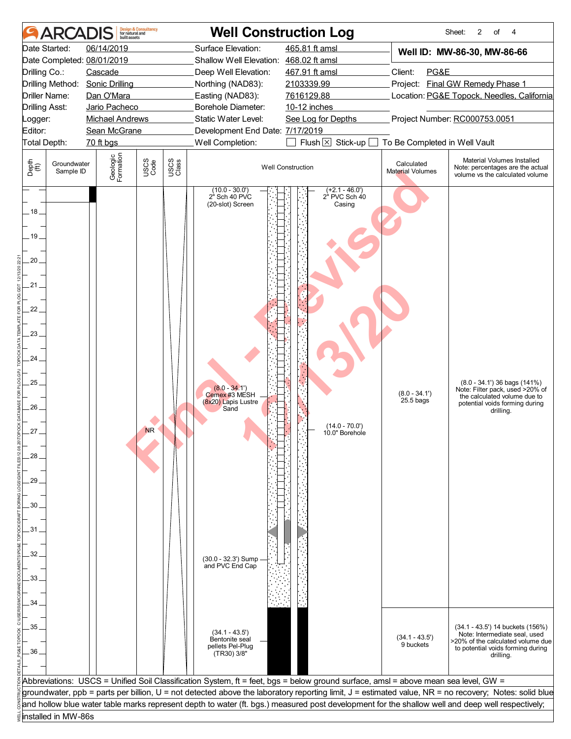# Well Construction Log

**ARCADIS** Design & Consultancy for natural and built assets

| | | | |
|---|---|---|---|
| Date Started: 06/14/2019 | Surface Elevation: 465.81 ft amsl | **Well ID: MW-86-30, MW-86-66** | |
| Date Completed: 08/01/2019 | Shallow Well Elevation: 468.02 ft amsl | | |
| Drilling Co.: Cascade | Deep Well Elevation: 467.91 ft amsl | Client: PG&E | |
| Drilling Method: Sonic Drilling | Northing (NAD83): 2103339.99 | Project: Final GW Remedy Phase 1 | |
| Driller Name: Dan O'Mara | Easting (NAD83): 7616129.88 | Location: PG&E Topock, Needles, California | |
| Drilling Asst: Jario Pacheco | Borehole Diameter: 10-12 inches | | |
| Logger: Michael Andrews | Static Water Level: See Log for Depths | Project Number: RC000753.0051 | |
| Editor: Sean McGrane | Development End Date: 7/17/2019 | | |
| Total Depth: 70 ft bgs | Well Completion: ☐ Flush ☒ Stick-up ☐ To Be Completed in Well Vault | | |

| Depth (ft) | Groundwater Sample ID | Geologic Formation | USCS Code | USCS Class | Well Construction | Calculated Material Volumes | Material Volumes Installed Note: percentages are the actual volume vs the calculated volume |
|---|---|---|---|---|---|---|---|
| 17–34 | | | NR | | (10.0 - 30.0') 2" Sch 40 PVC (20-slot) Screen; (+2.1 - 46.0') 2" PVC Sch 40 Casing; (8.0 - 34.1') Cemex #3 MESH (8x20) Lapis Lustre Sand; (14.0 - 70.0') 10.0" Borehole; (30.0 - 32.3') Sump and PVC End Cap | (8.0 - 34.1') 25.5 bags | (8.0 - 34.1') 36 bags (141%) Note: Filter pack, used >20% of the calculated volume due to potential voids forming during drilling. |
| 34–36 | | | | | (34.1 - 43.5') Bentonite seal pellets Pel-Plug (TR30) 3/8" | (34.1 - 43.5') 9 buckets | (34.1 - 43.5') 14 buckets (156%) Note: Intermediate seal, used >20% of the calculated volume due to potential voids forming during drilling. |

Abbreviations: USCS = Unified Soil Classification System, ft = feet, bgs = below ground surface, amsl = above mean sea level, GW = groundwater, ppb = parts per billion, U = not detected above the laboratory reporting limit, J = estimated value, NR = no recovery; Notes: solid blue and hollow blue water table marks represent depth to water (ft. bgs.) measured post development for the shallow well and deep well respectively; installed in MW-86s

Final - Revised 12/13/20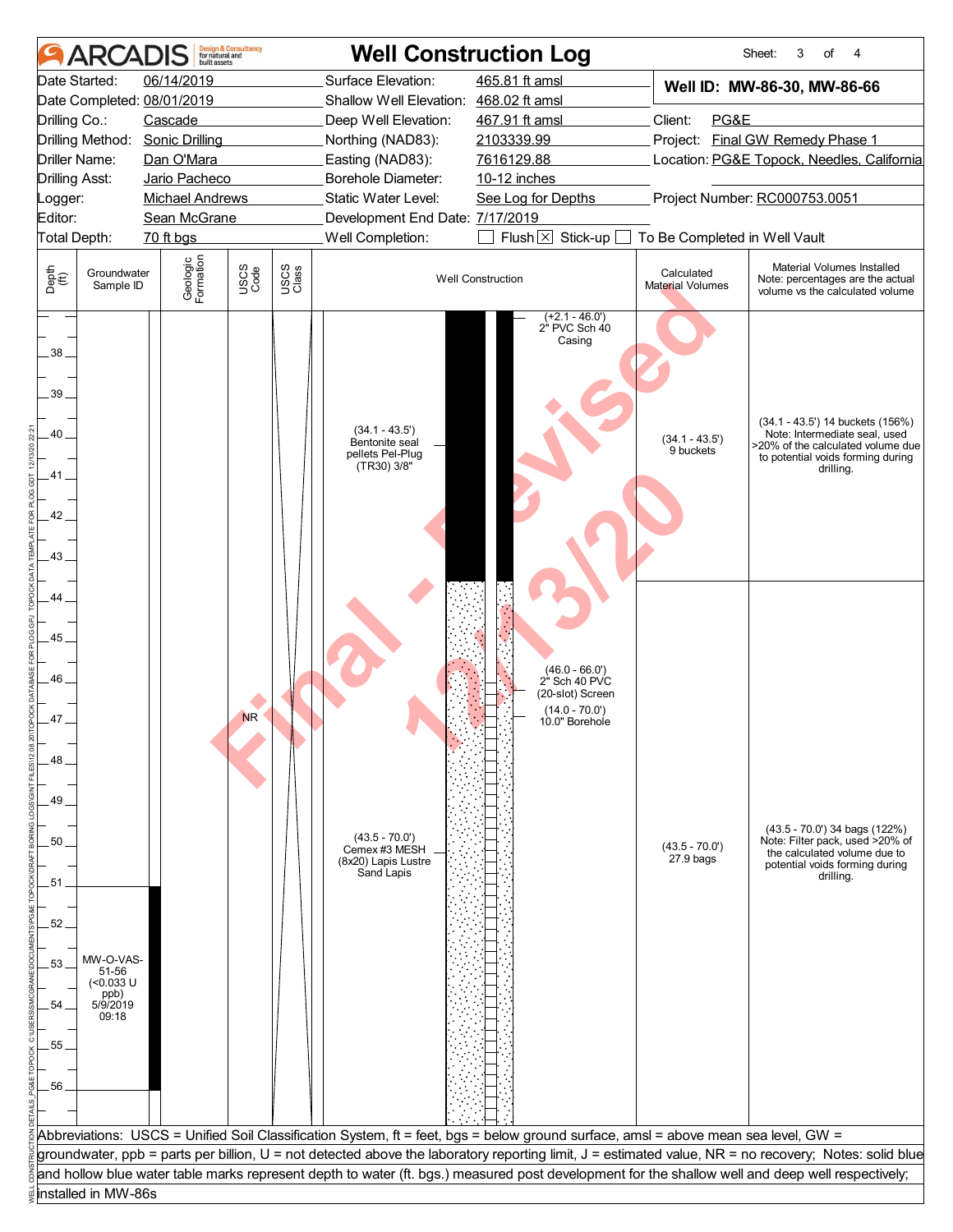# Well Construction Log

| | | | |
|---|---|---|---|
| Date Started: | 06/14/2019 | Surface Elevation: | 465.81 ft amsl |
| Date Completed: | 08/01/2019 | Shallow Well Elevation: | 468.02 ft amsl |
| Drilling Co.: | Cascade | Deep Well Elevation: | 467.91 ft amsl |
| Drilling Method: | Sonic Drilling | Northing (NAD83): | 2103339.99 |
| Driller Name: | Dan O'Mara | Easting (NAD83): | 7616129.88 |
| Drilling Asst: | Jario Pacheco | Borehole Diameter: | 10-12 inches |
| Logger: | Michael Andrews | Static Water Level: | See Log for Depths |
| Editor: | Sean McGrane | Development End Date: | 7/17/2019 |
| Total Depth: | 70 ft bgs | Well Completion: | ☐ Flush ☒ Stick-up ☐ To Be Completed in Well Vault |

**Well ID: MW-86-30, MW-86-66**

Client: PG&E
Project: Final GW Remedy Phase 1
Location: PG&E Topock, Needles, California
Project Number: RC000753.0051

| Depth (ft) | Groundwater Sample ID | Geologic Formation | USCS Code | USCS Class | Well Construction | Calculated Material Volumes | Material Volumes Installed (Note: percentages are the actual volume vs the calculated volume) |
|---|---|---|---|---|---|---|---|
| 38–43.5 | | | | | (+2.1 - 46.0') 2" PVC Sch 40 Casing; (34.1 - 43.5') Bentonite seal pellets Pel-Plug (TR30) 3/8" | (34.1 - 43.5') 9 buckets | (34.1 - 43.5') 14 buckets (156%) Note: Intermediate seal, used >20% of the calculated volume due to potential voids forming during drilling. |
| 43.5–56 | MW-O-VAS-51-56 (<0.033 U ppb) 5/9/2019 09:18 (51–56) | | NR | | (46.0 - 66.0') 2" Sch 40 PVC (20-slot) Screen; (14.0 - 70.0') 10.0" Borehole; (43.5 - 70.0') Cemex #3 MESH (8x20) Lapis Lustre Sand Lapis | (43.5 - 70.0') 27.9 bags | (43.5 - 70.0') 34 bags (122%) Note: Filter pack, used >20% of the calculated volume due to potential voids forming during drilling. |

Abbreviations: USCS = Unified Soil Classification System, ft = feet, bgs = below ground surface, amsl = above mean sea level, GW = groundwater, ppb = parts per billion, U = not detected above the laboratory reporting limit, J = estimated value, NR = no recovery; Notes: solid blue and hollow blue water table marks represent depth to water (ft. bgs.) measured post development for the shallow well and deep well respectively; installed in MW-86s

Final - Revised 12/13/20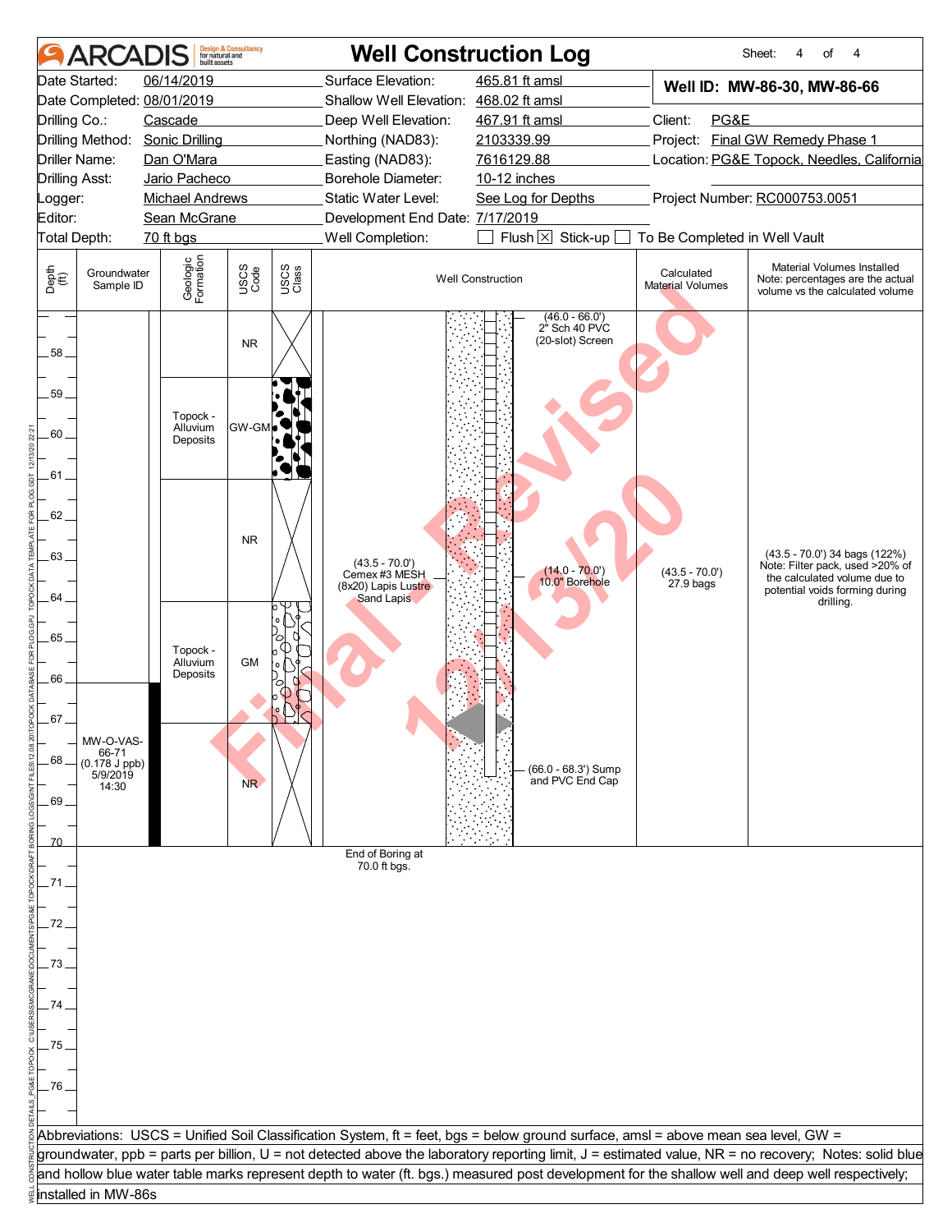# ARCADIS Well Construction Log

| | | | |
|---|---|---|---|
| Date Started: | 06/14/2019 | Surface Elevation: | 465.81 ft amsl |
| Date Completed: | 08/01/2019 | Shallow Well Elevation: | 468.02 ft amsl |
| Drilling Co.: | Cascade | Deep Well Elevation: | 467.91 ft amsl |
| Drilling Method: | Sonic Drilling | Northing (NAD83): | 2103339.99 |
| Driller Name: | Dan O'Mara | Easting (NAD83): | 7616129.88 |
| Drilling Asst: | Jario Pacheco | Borehole Diameter: | 10-12 inches |
| Logger: | Michael Andrews | Static Water Level: | See Log for Depths |
| Editor: | Sean McGrane | Development End Date: | 7/17/2019 |
| Total Depth: | 70 ft bgs | Well Completion: | ☐ Flush ☒ Stick-up ☐ To Be Completed in Well Vault |

**Well ID: MW-86-30, MW-86-66**

Client: PG&E
Project: Final GW Remedy Phase 1
Location: PG&E Topock, Needles, California
Project Number: RC000753.0051

| Depth (ft) | Groundwater Sample ID | Geologic Formation | USCS Code | USCS Class | Well Construction | Calculated Material Volumes | Material Volumes Installed (Note: percentages are the actual volume vs the calculated volume) |
|---|---|---|---|---|---|---|---|
| 57–58.6 | | | NR | | (46.0 - 66.0') 2" Sch 40 PVC (20-slot) Screen | | |
| 58.6–61.1 | | Topock - Alluvium Deposits | GW-GM | | | | |
| 61.1–64.1 | | | NR | | (43.5 - 70.0') Cemex #3 MESH (8x20) Lapis Lustre Sand Lapis; (14.0 - 70.0') 10.0" Borehole | (43.5 - 70.0') 27.9 bags | (43.5 - 70.0') 34 bags (122%) Note: Filter pack, used >20% of the calculated volume due to potential voids forming during drilling. |
| 64.1–67.1 | | Topock - Alluvium Deposits | GM | | | | |
| 67.1–70 | MW-O-VAS-66-71 (0.178 J ppb) 5/9/2019 14:30 | | NR | | (66.0 - 68.3') Sump and PVC End Cap | | |

End of Boring at 70.0 ft bgs.

Abbreviations: USCS = Unified Soil Classification System, ft = feet, bgs = below ground surface, amsl = above mean sea level, GW = groundwater, ppb = parts per billion, U = not detected above the laboratory reporting limit, J = estimated value, NR = no recovery; Notes: solid blue and hollow blue water table marks represent depth to water (ft. bgs.) measured post development for the shallow well and deep well respectively; installed in MW-86s

Final - Revised 12/13/20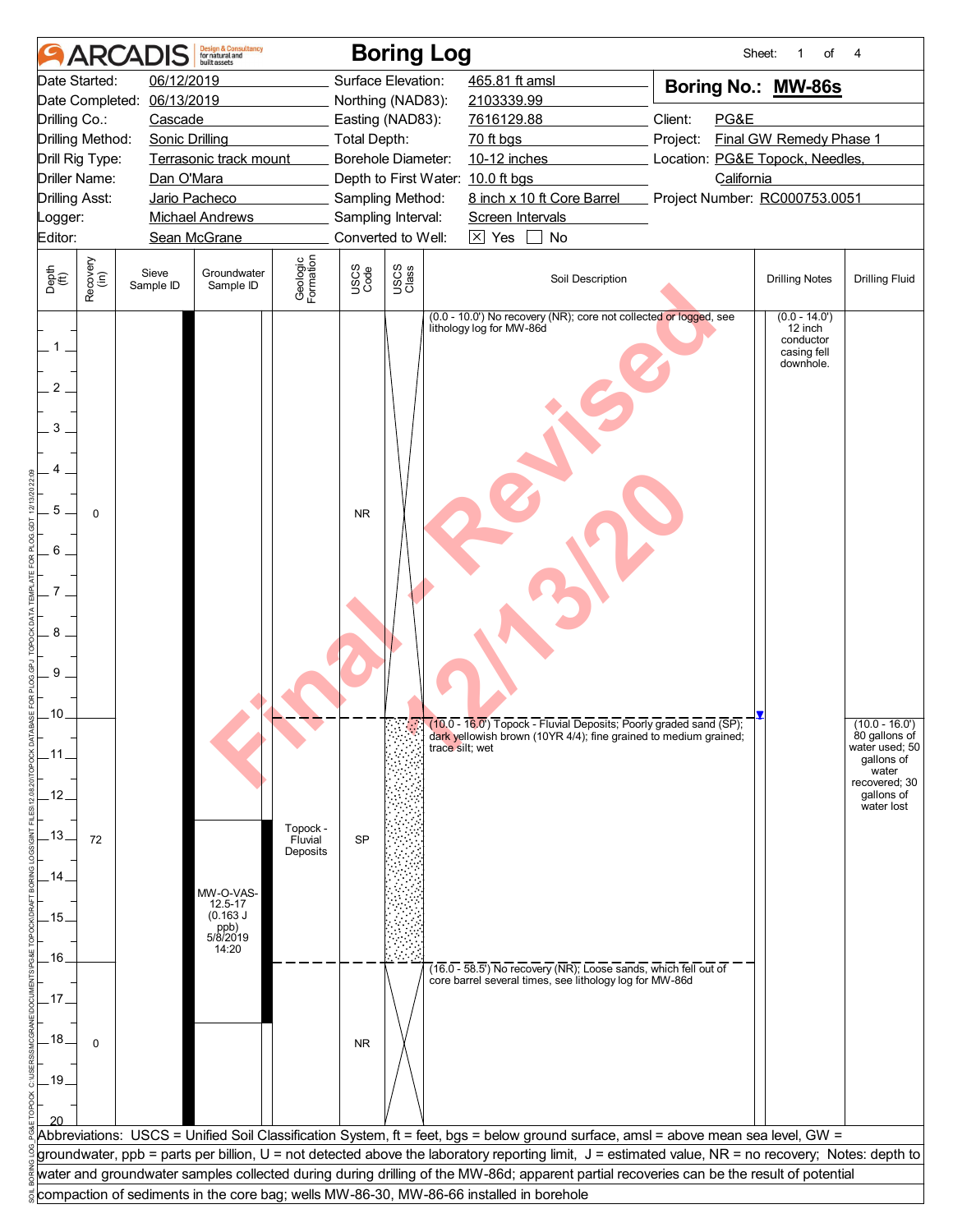# ARCADIS — Boring Log

Sheet: 1 of 4

| | | | |
|---|---|---|---|
| Date Started: | 06/12/2019 | Surface Elevation: | 465.81 ft amsl |
| Date Completed: | 06/13/2019 | Northing (NAD83): | 2103339.99 |
| Drilling Co.: | Cascade | Easting (NAD83): | 7616129.88 |
| Drilling Method: | Sonic Drilling | Total Depth: | 70 ft bgs |
| Drill Rig Type: | Terrasonic track mount | Borehole Diameter: | 10-12 inches |
| Driller Name: | Dan O'Mara | Depth to First Water: | 10.0 ft bgs |
| Drilling Asst: | Jario Pacheco | Sampling Method: | 8 inch x 10 ft Core Barrel |
| Logger: | Michael Andrews | Sampling Interval: | Screen Intervals |
| Editor: | Sean McGrane | Converted to Well: | ☒ Yes ☐ No |

**Boring No.: MW-86s**

Client: PG&E
Project: Final GW Remedy Phase 1
Location: PG&E Topock, Needles, California
Project Number: RC000753.0051

| Depth (ft) | Recovery (in) | Sieve Sample ID | Groundwater Sample ID | Geologic Formation | USCS Code | USCS Class | Soil Description | Drilling Notes | Drilling Fluid |
|---|---|---|---|---|---|---|---|---|---|
| 0.0 - 10.0 | 0 | | | | NR | | (0.0 - 10.0') No recovery (NR); core not collected or logged, see lithology log for MW-86d | (0.0 - 14.0') 12 inch conductor casing fell downhole. | |
| 10.0 - 16.0 | 72 | | MW-O-VAS-12.5-17 (0.163 J ppb) 5/8/2019 14:20 | Topock - Fluvial Deposits | SP | | (10.0 - 16.0') Topock - Fluvial Deposits; Poorly graded sand (SP); dark yellowish brown (10YR 4/4); fine grained to medium grained; trace silt; wet | | (10.0 - 16.0') 80 gallons of water used; 50 gallons of water recovered; 30 gallons of water lost |
| 16.0 - 20 | 0 | | | | NR | | (16.0 - 58.5') No recovery (NR); Loose sands, which fell out of core barrel several times, see lithology log for MW-86d | | |

Abbreviations: USCS = Unified Soil Classification System, ft = feet, bgs = below ground surface, amsl = above mean sea level, GW = groundwater, ppb = parts per billion, U = not detected above the laboratory reporting limit, J = estimated value, NR = no recovery; Notes: depth to water and groundwater samples collected during during drilling of the MW-86d; apparent partial recoveries can be the result of potential compaction of sediments in the core bag; wells MW-86-30, MW-86-66 installed in borehole

Final - Revised 12/13/20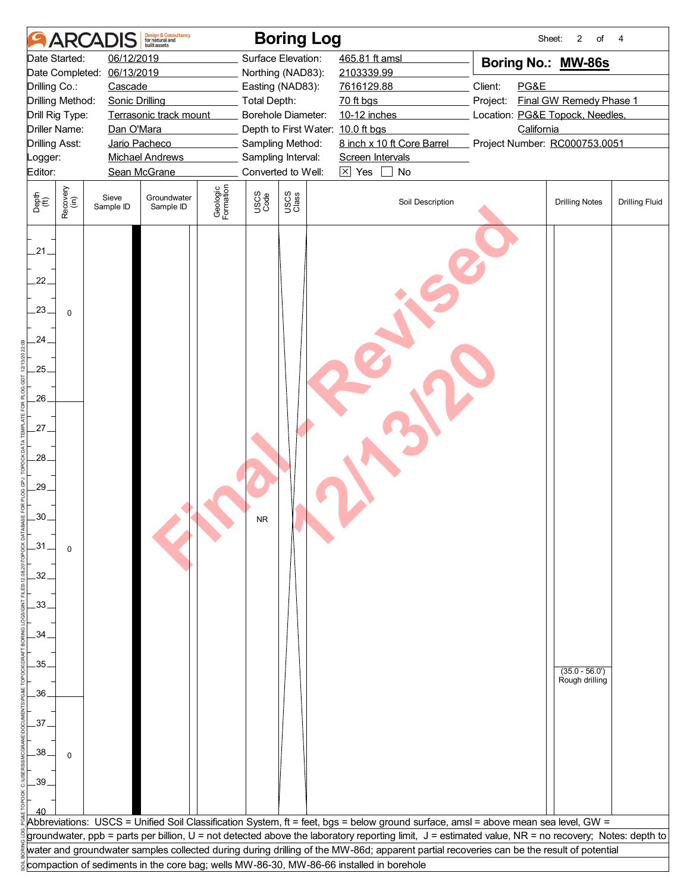# ARCADIS — Boring Log

Sheet: 2 of 4

| | | | |
|---|---|---|---|
| Date Started: | 06/12/2019 | Surface Elevation: | 465.81 ft amsl |
| Date Completed: | 06/13/2019 | Northing (NAD83): | 2103339.99 |
| Drilling Co.: | Cascade | Easting (NAD83): | 7616129.88 |
| Drilling Method: | Sonic Drilling | Total Depth: | 70 ft bgs |
| Drill Rig Type: | Terrasonic track mount | Borehole Diameter: | 10-12 inches |
| Driller Name: | Dan O'Mara | Depth to First Water: | 10.0 ft bgs |
| Drilling Asst: | Jario Pacheco | Sampling Method: | 8 inch x 10 ft Core Barrel |
| Logger: | Michael Andrews | Sampling Interval: | Screen Intervals |
| Editor: | Sean McGrane | Converted to Well: | ☒ Yes ☐ No |

**Boring No.: MW-86s**

Client: PG&E
Project: Final GW Remedy Phase 1
Location: PG&E Topock, Needles, California
Project Number: RC000753.0051

| Depth (ft) | Recovery (in) | Sieve Sample ID | Groundwater Sample ID | Geologic Formation | USCS Code | USCS Class | Soil Description | Drilling Notes | Drilling Fluid |
|---|---|---|---|---|---|---|---|---|---|
| 21–26 | 0 | | | | | | | | |
| 26–36 | 0 | | | | NR | | | (35.0 - 56.0') Rough drilling | |
| 36–40 | 0 | | | | | | | | |

Final - Revised 12/13/20

Abbreviations: USCS = Unified Soil Classification System, ft = feet, bgs = below ground surface, amsl = above mean sea level, GW = groundwater, ppb = parts per billion, U = not detected above the laboratory reporting limit, J = estimated value, NR = no recovery; Notes: depth to water and groundwater samples collected during during drilling of the MW-86d; apparent partial recoveries can be the result of potential compaction of sediments in the core bag; wells MW-86-30, MW-86-66 installed in borehole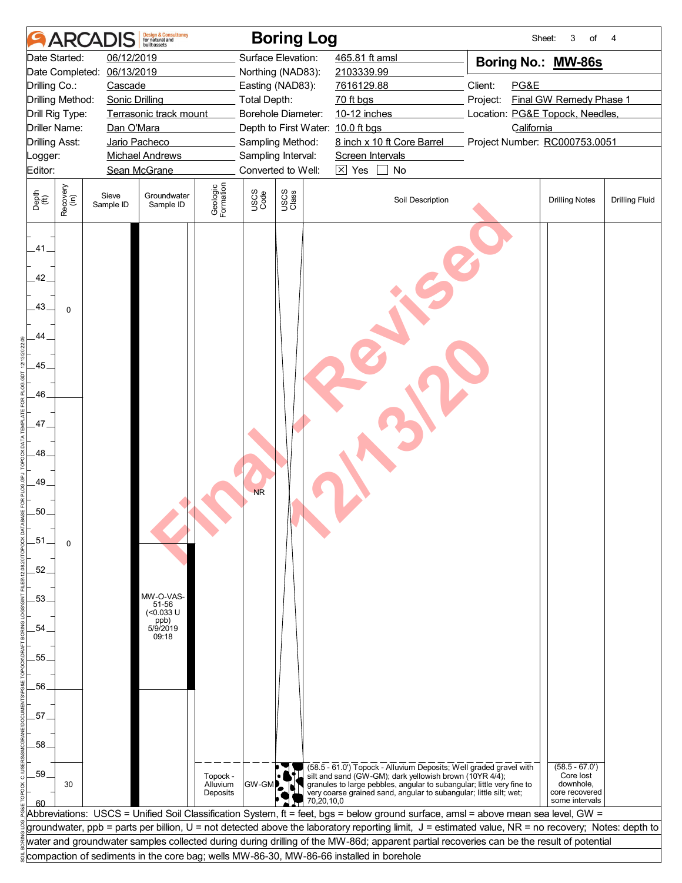# ARCADIS Boring Log

Sheet: 3 of 4

| | | | | | |
|---|---|---|---|---|---|
| Date Started: | 06/12/2019 | Surface Elevation: | 465.81 ft amsl | **Boring No.:** | **MW-86s** |
| Date Completed: | 06/13/2019 | Northing (NAD83): | 2103339.99 | | |
| Drilling Co.: | Cascade | Easting (NAD83): | 7616129.88 | Client: | PG&E |
| Drilling Method: | Sonic Drilling | Total Depth: | 70 ft bgs | Project: | Final GW Remedy Phase 1 |
| Drill Rig Type: | Terrasonic track mount | Borehole Diameter: | 10-12 inches | Location: | PG&E Topock, Needles, California |
| Driller Name: | Dan O'Mara | Depth to First Water: | 10.0 ft bgs | | |
| Drilling Asst: | Jario Pacheco | Sampling Method: | 8 inch x 10 ft Core Barrel | Project Number: | RC000753.0051 |
| Logger: | Michael Andrews | Sampling Interval: | Screen Intervals | | |
| Editor: | Sean McGrane | Converted to Well: | ☒ Yes ☐ No | | |

| Depth (ft) | Recovery (in) | Sieve Sample ID | Groundwater Sample ID | Geologic Formation | USCS Code | USCS Class | Soil Description | Drilling Notes | Drilling Fluid |
|---|---|---|---|---|---|---|---|---|---|
| 41–46 | 0 | | | | | | | | |
| 46–51 | 0 | | | | NR | | | | |
| 51–56 | 0 | | MW-O-VAS-51-56 (<0.033 U ppb) 5/9/2019 09:18 | | NR | | | | |
| 56–58.5 | | | | | NR | | | | |
| 58.5–60 | 30 | | | Topock - Alluvium Deposits | GW-GM | | (58.5 - 61.0') Topock - Alluvium Deposits; Well graded gravel with silt and sand (GW-GM); dark yellowish brown (10YR 4/4); granules to large pebbles, angular to subangular; little very fine to very coarse grained sand, angular to subangular; little silt; wet; 70,20,10,0 | (58.5 - 67.0') Core lost downhole, core recovered some intervals | |

Abbreviations: USCS = Unified Soil Classification System, ft = feet, bgs = below ground surface, amsl = above mean sea level, GW = groundwater, ppb = parts per billion, U = not detected above the laboratory reporting limit, J = estimated value, NR = no recovery; Notes: depth to water and groundwater samples collected during during drilling of the MW-86d; apparent partial recoveries can be the result of potential compaction of sediments in the core bag; wells MW-86-30, MW-86-66 installed in borehole

Final - Revised 12/13/20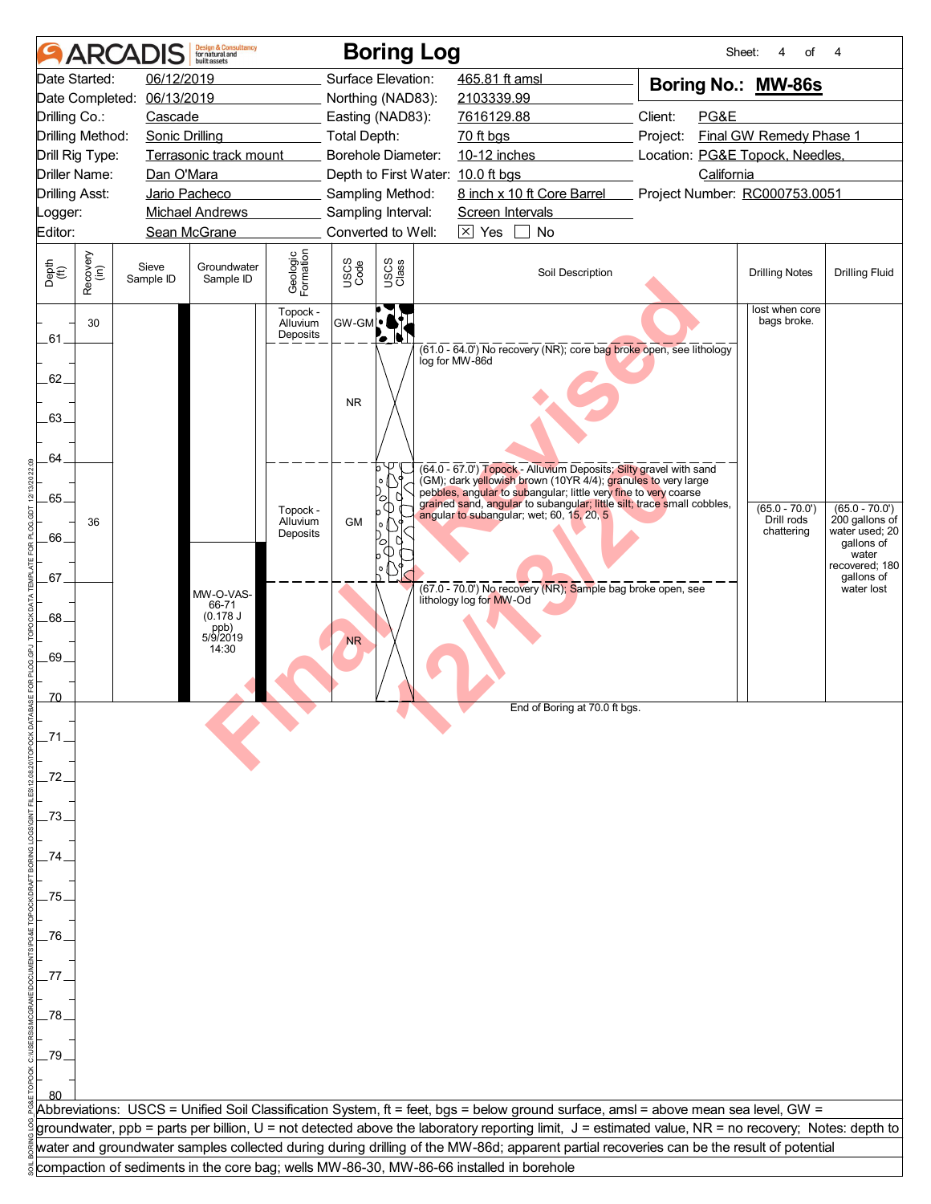# ARCADIS — Boring Log

Sheet: 4 of 4

| | | | | | |
|---|---|---|---|---|---|
| Date Started: | 06/12/2019 | Surface Elevation: | 465.81 ft amsl | **Boring No.: MW-86s** | |
| Date Completed: | 06/13/2019 | Northing (NAD83): | 2103339.99 | | |
| Drilling Co.: | Cascade | Easting (NAD83): | 7616129.88 | Client: | PG&E |
| Drilling Method: | Sonic Drilling | Total Depth: | 70 ft bgs | Project: | Final GW Remedy Phase 1 |
| Drill Rig Type: | Terrasonic track mount | Borehole Diameter: | 10-12 inches | Location: | PG&E Topock, Needles, California |
| Driller Name: | Dan O'Mara | Depth to First Water: | 10.0 ft bgs | | |
| Drilling Asst: | Jario Pacheco | Sampling Method: | 8 inch x 10 ft Core Barrel | Project Number: | RC000753.0051 |
| Logger: | Michael Andrews | Sampling Interval: | Screen Intervals | | |
| Editor: | Sean McGrane | Converted to Well: | [X] Yes [ ] No | | |

| Depth (ft) | Recovery (in) | Sieve Sample ID | Groundwater Sample ID | Geologic Formation | USCS Code | Soil Description | Drilling Notes | Drilling Fluid |
|---|---|---|---|---|---|---|---|---|
| 60–61 | 30 | | | Topock - Alluvium Deposits | GW-GM | | lost when core bags broke. | |
| 61–64 | | | | | NR | (61.0 - 64.0') No recovery (NR); core bag broke open, see lithology log for MW-86d | | |
| 64–67 | 36 | | | Topock - Alluvium Deposits | GM | (64.0 - 67.0') Topock - Alluvium Deposits; Silty gravel with sand (GM); dark yellowish brown (10YR 4/4); granules to very large pebbles, angular to subangular; little very fine to very coarse grained sand, angular to subangular; little silt; trace small cobbles, angular to subangular; wet; 60, 15, 20, 5 | (65.0 - 70.0') Drill rods chattering | (65.0 - 70.0') 200 gallons of water used; 20 gallons of water recovered; 180 gallons of water lost |
| 67–70 | | | MW-O-VAS-66-71 (0.178 J ppb) 5/9/2019 14:30 | | NR | (67.0 - 70.0') No recovery (NR); Sample bag broke open, see lithology log for MW-Od | | |

End of Boring at 70.0 ft bgs.

Final Revised 12/13/20

Abbreviations: USCS = Unified Soil Classification System, ft = feet, bgs = below ground surface, amsl = above mean sea level, GW = groundwater, ppb = parts per billion, U = not detected above the laboratory reporting limit, J = estimated value, NR = no recovery; Notes: depth to water and groundwater samples collected during during drilling of the MW-86d; apparent partial recoveries can be the result of potential compaction of sediments in the core bag; wells MW-86-30, MW-86-66 installed in borehole